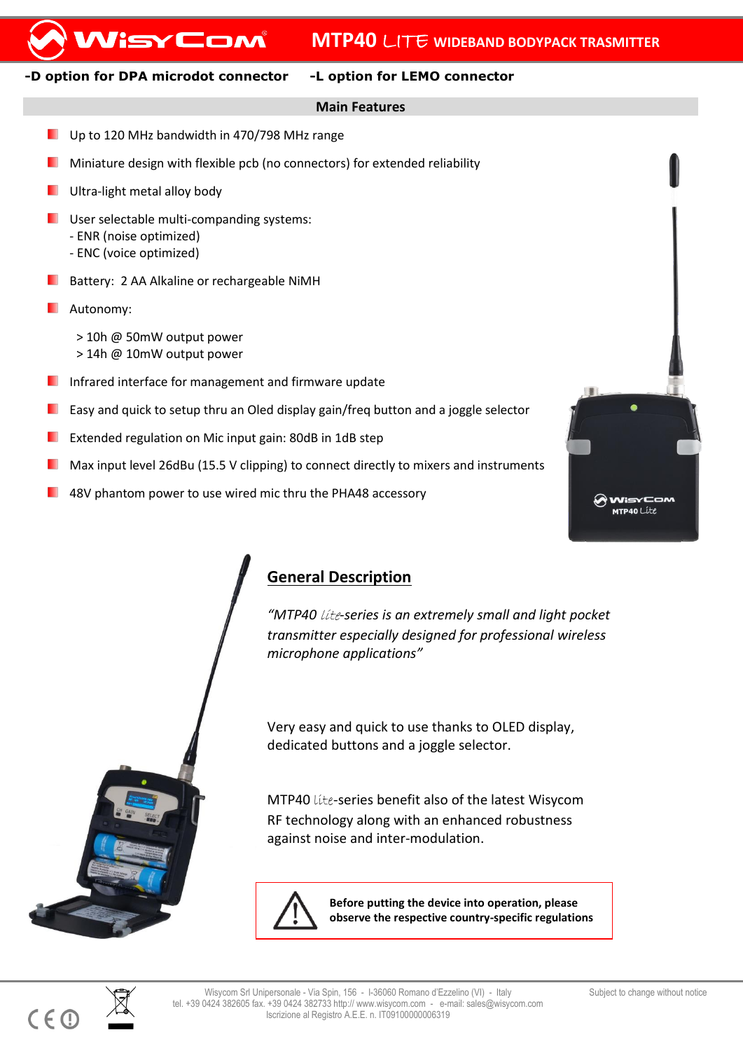# MTP40 LITE WIDEBAND BODYPACK TRASMITTER

**-D option for DPA microdot connector** **-L option for LEMO connector**

## Main Features

- Up to 120 MHz bandwidth in 470/798 MHz range
- Miniature design with flexible pcb (no connectors) for extended reliability
- Ultra-light metal alloy body
- User selectable multi-companding systems:
  - ENR (noise optimized)
  - ENC (voice optimized)
- Battery: 2 AA Alkaline or rechargeable NiMH
- Autonomy:
  - > 10h @ 50mW output power
  - > 14h @ 10mW output power
- Infrared interface for management and firmware update
- Easy and quick to setup thru an Oled display gain/freq button and a joggle selector
- Extended regulation on Mic input gain: 80dB in 1dB step
- Max input level 26dBu (15.5 V clipping) to connect directly to mixers and instruments
- 48V phantom power to use wired mic thru the PHA48 accessory

## General Description

*"MTP40 lite-series is an extremely small and light pocket transmitter especially designed for professional wireless microphone applications"*

Very easy and quick to use thanks to OLED display, dedicated buttons and a joggle selector.

MTP40 lite-series benefit also of the latest Wisycom RF technology along with an enhanced robustness against noise and inter-modulation.

**Before putting the device into operation, please observe the respective country-specific regulations**

Wisycom Srl Unipersonale - Via Spin, 156 - I-36060 Romano d'Ezzelino (VI) - Italy
tel. +39 0424 382605 fax. +39 0424 382733 http:// www.wisycom.com - e-mail: sales@wisycom.com
Iscrizione al Registro A.E.E. n. IT09100000006319

Subject to change without notice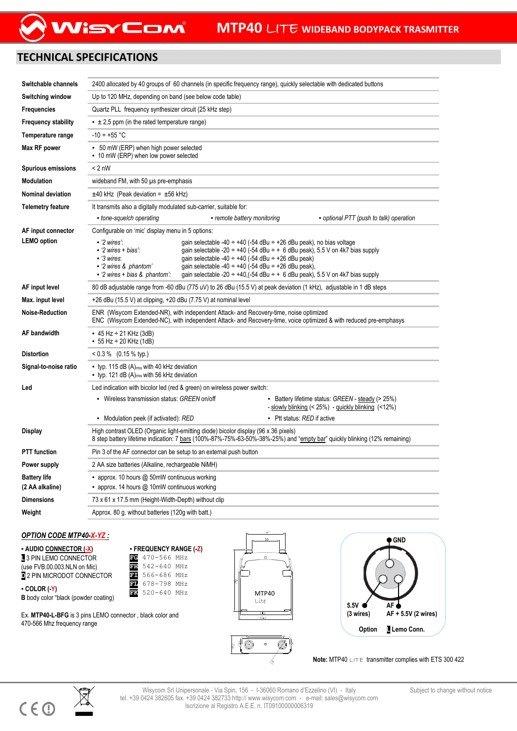# MTP40 LITE WIDEBAND BODYPACK TRASMITTER

## TECHNICAL SPECIFICATIONS

| | |
|---|---|
| **Switchable channels** | 2400 allocated by 40 groups of 60 channels (in specific frequency range), quickly selectable with dedicated buttons |
| **Switching window** | Up to 120 MHz, depending on band (see below code table) |
| **Frequencies** | Quartz PLL frequency synthesizer circuit (25 kHz step) |
| **Frequency stability** | ▪ ± 2,5 ppm (in the rated temperature range) |
| **Temperature range** | -10 ÷ +55 °C |
| **Max RF power** | ▪ 50 mW (ERP) when high power selected<br>▪ 10 mW (ERP) when low power selected |
| **Spurious emissions** | < 2 nW |
| **Modulation** | wideband FM, with 50 µs pre-emphasis |
| **Nominal deviation** | ±40 kHz (Peak deviation = ±56 kHz) |
| **Telemetry feature** | It transmits also a digitally modulated sub-carrier, suitable for:<br>▪ *tone-squelch operating* ▪ *remote battery monitoring* ▪ *optional PTT (push to talk) operation* |
| **AF input connector LEMO option** | Configurable on 'mic' display menu in 5 options:<br>▪ *'2 wires'*: gain selectable -40 ÷ +40 (-54 dBu ÷ +26 dBu peak), no bias voltage<br>▪ *'2 wires + bias'*: gain selectable -20 ÷ +40 (-54 dBu ÷ + 6 dBu peak), 5.5 V on 4k7 bias supply<br>▪ *'3 wires*: gain selectable -40 ÷ +40 (-54 dBu ÷ +26 dBu peak)<br>▪ *'2 wires & phantom'* gain selectable -40 ÷ +40 (-54 dBu ÷ +26 dBu peak),<br>▪ *'2 wires + bias & phantom'*: gain selectable -20 ÷ +40,(-54 dBu ÷ + 6 dBu peak), 5.5 V on 4k7 bias supply |
| **AF input level** | 80 dB adjustable range from -60 dBu (775 uV) to 26 dBu (15.5 V) at peak deviation (1 kHz), adjustable in 1 dB steps |
| **Max. input level** | +26 dBu (15.5 V) at clipping, +20 dBu (7.75 V) at nominal level |
| **Noise-Reduction** | ENR (Wisycom Extended-NR), with independent Attack- and Recovery-time, noise optimized<br>ENC (Wisycom Extended-NC), with independent Attack- and Recovery-time, voice optimized & with reduced pre-emphasys |
| **AF bandwidth** | ▪ 45 Hz ÷ 21 KHz (3dB)<br>▪ 55 Hz ÷ 20 KHz (1dB) |
| **Distortion** | < 0.3 % (0.15 % typ.) |
| **Signal-to-noise ratio** | ▪ typ. 115 dB $(A)_{rms}$ with 40 kHz deviation<br>▪ typ. 121 dB $(A)_{rms}$ with 56 kHz deviation |
| **Led** | Led indication with bicolor led (red & green) on wireless power switch:<br>▪ Wireless transmission status: *GREEN* on/off<br>▪ Battery lifetime status: *GREEN* - steady (> 25%) - slowly blinking (< 25%) - quickly blinking (<12%)<br>▪ Modulation peek (if activated): *RED*<br>▪ Ptt status: *RED* if active |
| **Display** | High contrast OLED (Organic light-emitting diode) bicolor display (96 x 36 pixels)<br>8 step battery lifetime indication: 7 bars (100%-87%-75%-63-50%-38%-25%) and "empty bar" quickly blinking (12% remaining) |
| **PTT function** | Pin 3 of the AF connector can be setup to an external push button |
| **Power supply** | 2 AA size batteries (Alkaline, rechargeable NiMH) |
| **Battery life (2 AA alkaline)** | ▪ approx. 10 hours @ 50mW continuous working<br>▪ approx. 14 hours @ 10mW continuous working |
| **Dimensions** | 73 x 61 x 17.5 mm (Height-Width-Depth) without clip |
| **Weight** | Approx. 80 g. without batteries (120g with batt.) |

***OPTION CODE MTP40-X-YZ :***

**▪ AUDIO CONNECTOR (-X)**
L 3 PIN LEMO CONNECTOR
(use FVB.00.003.NLN on Mic)
D 2 PIN MICRODOT CONNECTOR

**▪ COLOR (-Y)**
**B** body color "black (powder coating)

**▪ FREQUENCY RANGE (-Z)**

| | |
|---|---|
| FG | 470-566 MHz |
| FH | 542-640 MHz |
| FI | 566-686 MHz |
| FL | 678-798 MHz |
| FK | 520-640 MHz |

Ex. **MTP40-L-BFG** is 3 pins LEMO connector , black color and 470-566 Mhz frequency range

MTP40 Lite

GND
5.5V (3 wires)
AF
AF + 5.5V (2 wires)
Option **L** Lemo Conn.

**Note:** MTP40 LITE transmitter complies with ETS 300 422

Wisycom Srl Unipersonale - Via Spin, 156 - I-36060 Romano d'Ezzelino (VI) - Italy
tel. +39 0424 382605 fax. +39 0424 382733 http:// www.wisycom.com - e-mail: sales@wisycom.com
Iscrizione al Registro A.E.E. n. IT09100000006319

Subject to change without notice